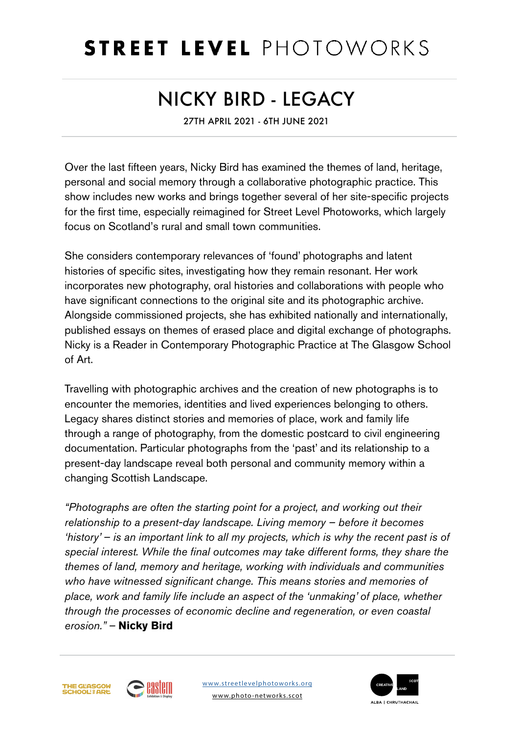# STREET LEVEL PHOTOWORKS

## NICKY BIRD - LEGACY

27TH APRIL 2021 - 6TH JUNE 2021

Over the last fifteen years, Nicky Bird has examined the themes of land, heritage, personal and social memory through a collaborative photographic practice. This show includes new works and brings together several of her site-specific projects for the first time, especially reimagined for Street Level Photoworks, which largely focus on Scotland's rural and small town communities.

She considers contemporary relevances of 'found' photographs and latent histories of specific sites, investigating how they remain resonant. Her work incorporates new photography, oral histories and collaborations with people who have significant connections to the original site and its photographic archive. Alongside commissioned projects, she has exhibited nationally and internationally, published essays on themes of erased place and digital exchange of photographs. Nicky is a Reader in Contemporary Photographic Practice at The Glasgow School of Art.

Travelling with photographic archives and the creation of new photographs is to encounter the memories, identities and lived experiences belonging to others. Legacy shares distinct stories and memories of place, work and family life through a range of photography, from the domestic postcard to civil engineering documentation. Particular photographs from the 'past' and its relationship to a present-day landscape reveal both personal and community memory within a changing Scottish Landscape.

*"Photographs are often the starting point for a project, and working out their relationship to a present-day landscape. Living memory – before it becomes 'history' – is an important link to all my projects, which is why the recent past is of special interest. While the final outcomes may take different forms, they share the themes of land, memory and heritage, working with individuals and communities who have witnessed significant change. This means stories and memories of place, work and family life include an aspect of the 'unmaking' of place, whether through the processes of economic decline and regeneration, or even coastal erosion."* – **Nicky Bird**

www.streetlevelphotoworks.org

www.photo-networks.scot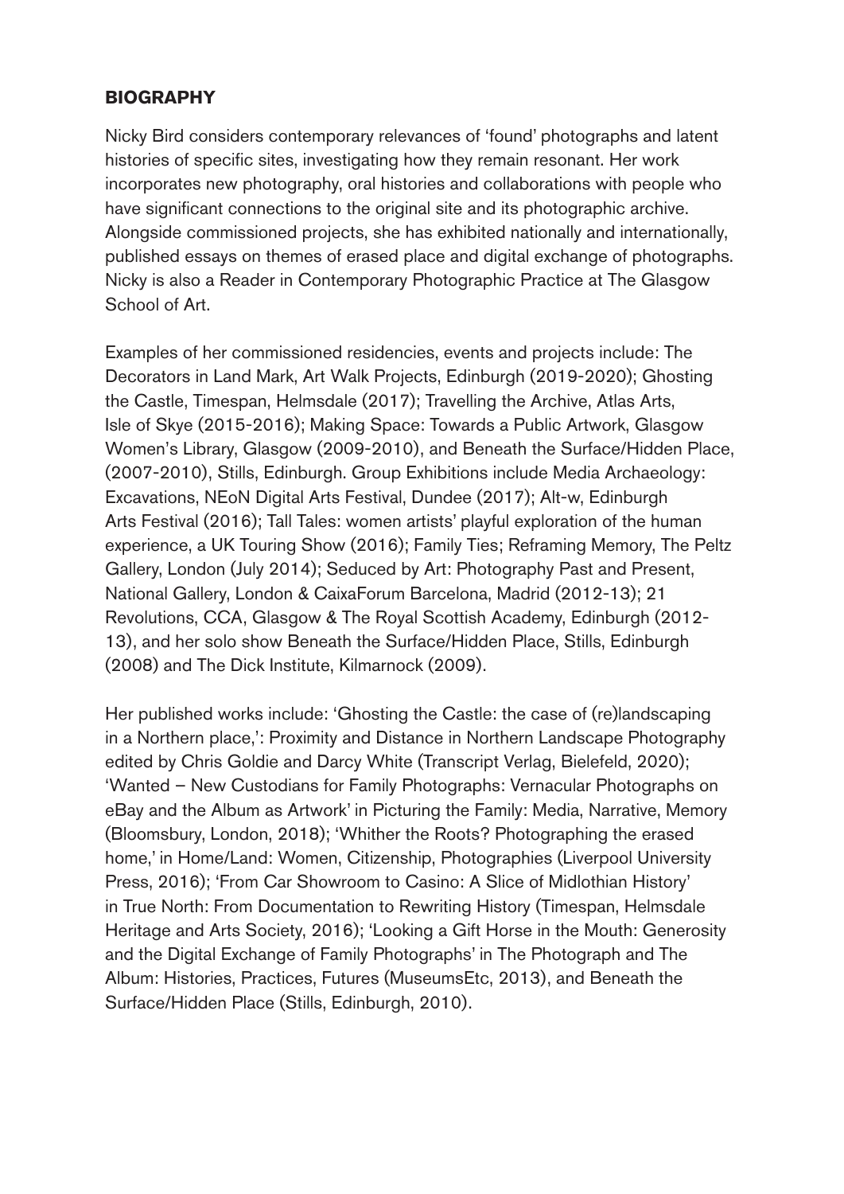## BIOGRAPHY

Nicky Bird considers contemporary relevances of 'found' photographs and latent histories of specific sites, investigating how they remain resonant. Her work incorporates new photography, oral histories and collaborations with people who have significant connections to the original site and its photographic archive. Alongside commissioned projects, she has exhibited nationally and internationally, published essays on themes of erased place and digital exchange of photographs. Nicky is also a Reader in Contemporary Photographic Practice at The Glasgow School of Art.

Examples of her commissioned residencies, events and projects include: The Decorators in Land Mark, Art Walk Projects, Edinburgh (2019-2020); Ghosting the Castle, Timespan, Helmsdale (2017); Travelling the Archive, Atlas Arts, Isle of Skye (2015-2016); Making Space: Towards a Public Artwork, Glasgow Women's Library, Glasgow (2009-2010), and Beneath the Surface/Hidden Place, (2007-2010), Stills, Edinburgh. Group Exhibitions include Media Archaeology: Excavations, NEoN Digital Arts Festival, Dundee (2017); Alt-w, Edinburgh Arts Festival (2016); Tall Tales: women artists' playful exploration of the human experience, a UK Touring Show (2016); Family Ties; Reframing Memory, The Peltz Gallery, London (July 2014); Seduced by Art: Photography Past and Present, National Gallery, London & CaixaForum Barcelona, Madrid (2012-13); 21 Revolutions, CCA, Glasgow & The Royal Scottish Academy, Edinburgh (2012-13), and her solo show Beneath the Surface/Hidden Place, Stills, Edinburgh (2008) and The Dick Institute, Kilmarnock (2009).

Her published works include: 'Ghosting the Castle: the case of (re)landscaping in a Northern place,': Proximity and Distance in Northern Landscape Photography edited by Chris Goldie and Darcy White (Transcript Verlag, Bielefeld, 2020); 'Wanted – New Custodians for Family Photographs: Vernacular Photographs on eBay and the Album as Artwork' in Picturing the Family: Media, Narrative, Memory (Bloomsbury, London, 2018); 'Whither the Roots? Photographing the erased home,' in Home/Land: Women, Citizenship, Photographies (Liverpool University Press, 2016); 'From Car Showroom to Casino: A Slice of Midlothian History' in True North: From Documentation to Rewriting History (Timespan, Helmsdale Heritage and Arts Society, 2016); 'Looking a Gift Horse in the Mouth: Generosity and the Digital Exchange of Family Photographs' in The Photograph and The Album: Histories, Practices, Futures (MuseumsEtc, 2013), and Beneath the Surface/Hidden Place (Stills, Edinburgh, 2010).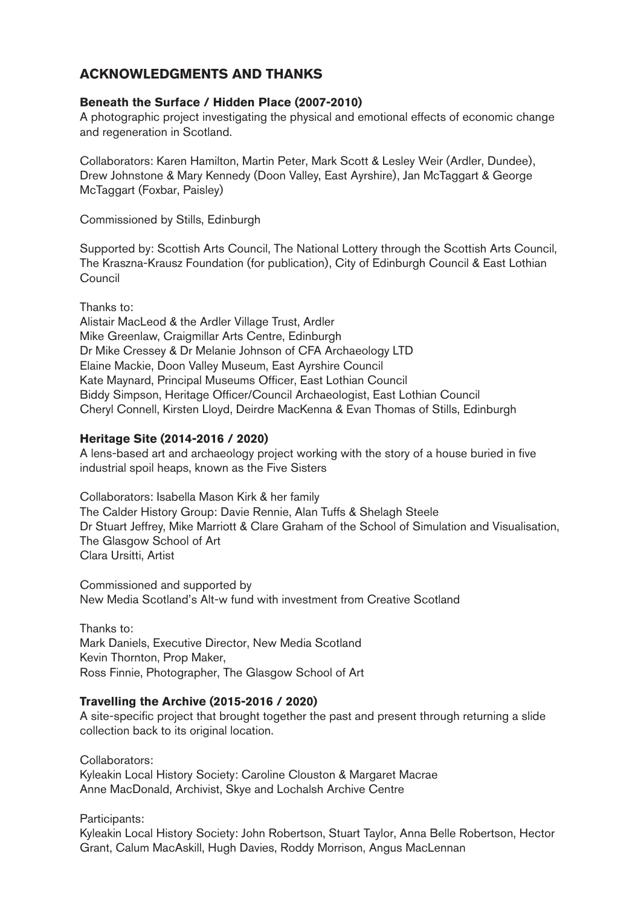## ACKNOWLEDGMENTS AND THANKS

### Beneath the Surface / Hidden Place (2007-2010)

A photographic project investigating the physical and emotional effects of economic change and regeneration in Scotland.

Collaborators: Karen Hamilton, Martin Peter, Mark Scott & Lesley Weir (Ardler, Dundee), Drew Johnstone & Mary Kennedy (Doon Valley, East Ayrshire), Jan McTaggart & George McTaggart (Foxbar, Paisley)

Commissioned by Stills, Edinburgh

Supported by: Scottish Arts Council, The National Lottery through the Scottish Arts Council, The Kraszna-Krausz Foundation (for publication), City of Edinburgh Council & East Lothian Council

Thanks to:
Alistair MacLeod & the Ardler Village Trust, Ardler
Mike Greenlaw, Craigmillar Arts Centre, Edinburgh
Dr Mike Cressey & Dr Melanie Johnson of CFA Archaeology LTD
Elaine Mackie, Doon Valley Museum, East Ayrshire Council
Kate Maynard, Principal Museums Officer, East Lothian Council
Biddy Simpson, Heritage Officer/Council Archaeologist, East Lothian Council
Cheryl Connell, Kirsten Lloyd, Deirdre MacKenna & Evan Thomas of Stills, Edinburgh

### Heritage Site (2014-2016 / 2020)

A lens-based art and archaeology project working with the story of a house buried in five industrial spoil heaps, known as the Five Sisters

Collaborators: Isabella Mason Kirk & her family
The Calder History Group: Davie Rennie, Alan Tuffs & Shelagh Steele
Dr Stuart Jeffrey, Mike Marriott & Clare Graham of the School of Simulation and Visualisation, The Glasgow School of Art
Clara Ursitti, Artist

Commissioned and supported by
New Media Scotland's Alt-w fund with investment from Creative Scotland

Thanks to:
Mark Daniels, Executive Director, New Media Scotland
Kevin Thornton, Prop Maker,
Ross Finnie, Photographer, The Glasgow School of Art

### Travelling the Archive (2015-2016 / 2020)

A site-specific project that brought together the past and present through returning a slide collection back to its original location.

Collaborators:
Kyleakin Local History Society: Caroline Clouston & Margaret Macrae
Anne MacDonald, Archivist, Skye and Lochalsh Archive Centre

Participants:
Kyleakin Local History Society: John Robertson, Stuart Taylor, Anna Belle Robertson, Hector Grant, Calum MacAskill, Hugh Davies, Roddy Morrison, Angus MacLennan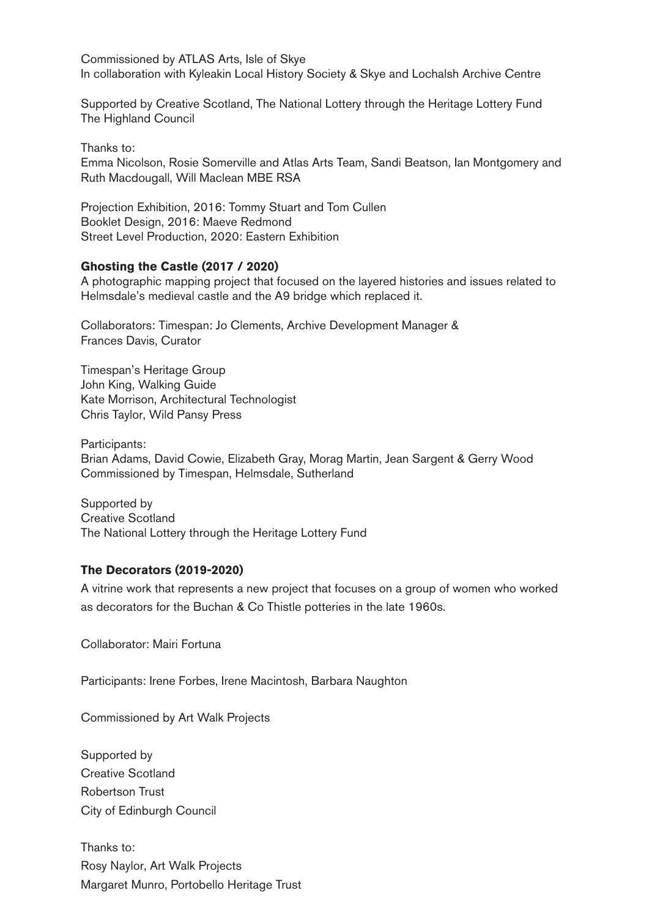Commissioned by ATLAS Arts, Isle of Skye
In collaboration with Kyleakin Local History Society & Skye and Lochalsh Archive Centre

Supported by Creative Scotland, The National Lottery through the Heritage Lottery Fund
The Highland Council

Thanks to:
Emma Nicolson, Rosie Somerville and Atlas Arts Team, Sandi Beatson, Ian Montgomery and Ruth Macdougall, Will Maclean MBE RSA

Projection Exhibition, 2016: Tommy Stuart and Tom Cullen
Booklet Design, 2016: Maeve Redmond
Street Level Production, 2020: Eastern Exhibition

**Ghosting the Castle (2017 / 2020)**
A photographic mapping project that focused on the layered histories and issues related to Helmsdale's medieval castle and the A9 bridge which replaced it.

Collaborators: Timespan: Jo Clements, Archive Development Manager &
Frances Davis, Curator

Timespan's Heritage Group
John King, Walking Guide
Kate Morrison, Architectural Technologist
Chris Taylor, Wild Pansy Press

Participants:
Brian Adams, David Cowie, Elizabeth Gray, Morag Martin, Jean Sargent & Gerry Wood
Commissioned by Timespan, Helmsdale, Sutherland

Supported by
Creative Scotland
The National Lottery through the Heritage Lottery Fund

**The Decorators (2019-2020)**

A vitrine work that represents a new project that focuses on a group of women who worked as decorators for the Buchan & Co Thistle potteries in the late 1960s.

Collaborator: Mairi Fortuna

Participants: Irene Forbes, Irene Macintosh, Barbara Naughton

Commissioned by Art Walk Projects

Supported by
Creative Scotland
Robertson Trust
City of Edinburgh Council

Thanks to:
Rosy Naylor, Art Walk Projects
Margaret Munro, Portobello Heritage Trust